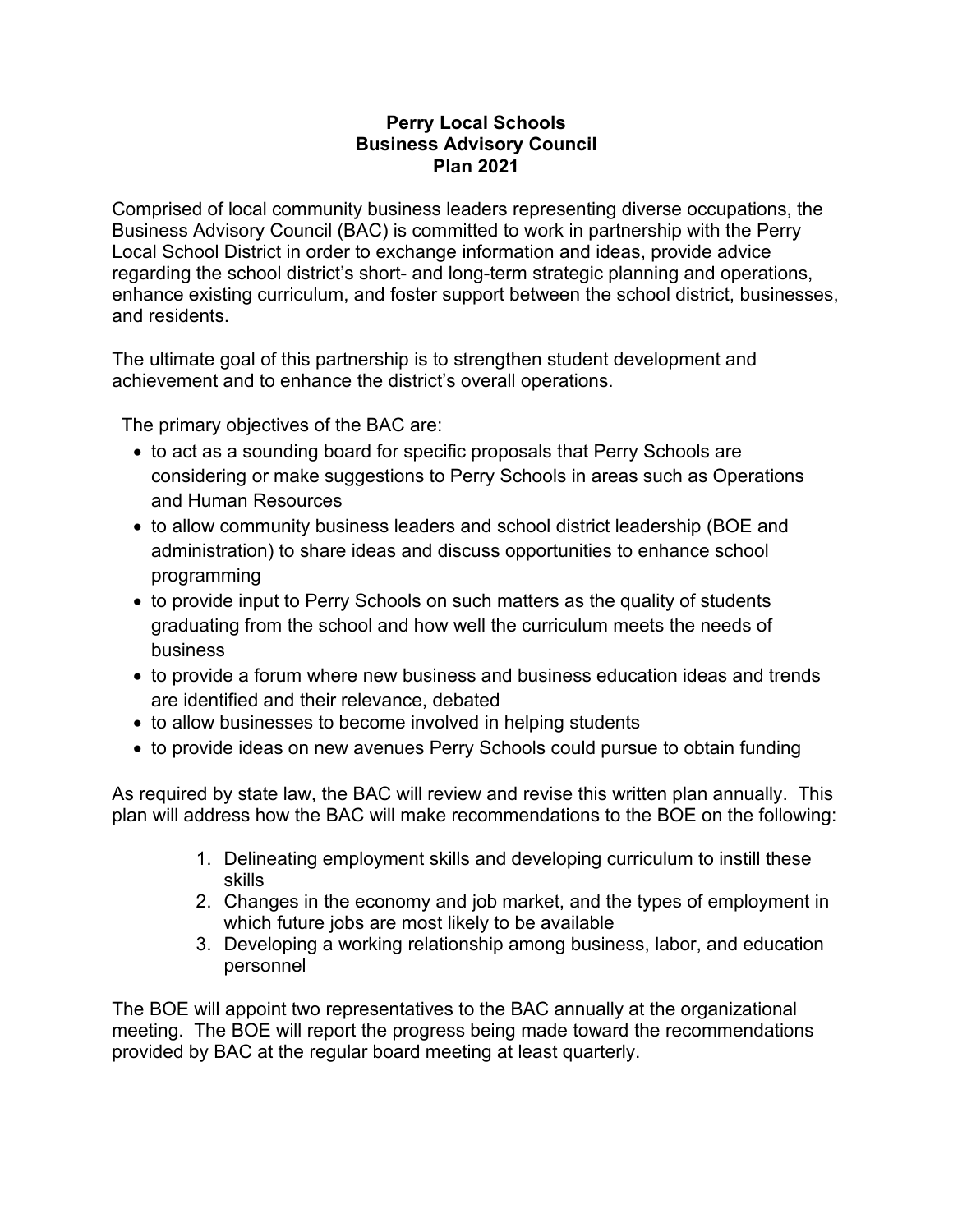# Perry Local Schools
## Business Advisory Council
## Plan 2021

Comprised of local community business leaders representing diverse occupations, the Business Advisory Council (BAC) is committed to work in partnership with the Perry Local School District in order to exchange information and ideas, provide advice regarding the school district's short- and long-term strategic planning and operations, enhance existing curriculum, and foster support between the school district, businesses, and residents.

The ultimate goal of this partnership is to strengthen student development and achievement and to enhance the district's overall operations.

The primary objectives of the BAC are:

- to act as a sounding board for specific proposals that Perry Schools are considering or make suggestions to Perry Schools in areas such as Operations and Human Resources
- to allow community business leaders and school district leadership (BOE and administration) to share ideas and discuss opportunities to enhance school programming
- to provide input to Perry Schools on such matters as the quality of students graduating from the school and how well the curriculum meets the needs of business
- to provide a forum where new business and business education ideas and trends are identified and their relevance, debated
- to allow businesses to become involved in helping students
- to provide ideas on new avenues Perry Schools could pursue to obtain funding

As required by state law, the BAC will review and revise this written plan annually. This plan will address how the BAC will make recommendations to the BOE on the following:

1. Delineating employment skills and developing curriculum to instill these skills
2. Changes in the economy and job market, and the types of employment in which future jobs are most likely to be available
3. Developing a working relationship among business, labor, and education personnel

The BOE will appoint two representatives to the BAC annually at the organizational meeting. The BOE will report the progress being made toward the recommendations provided by BAC at the regular board meeting at least quarterly.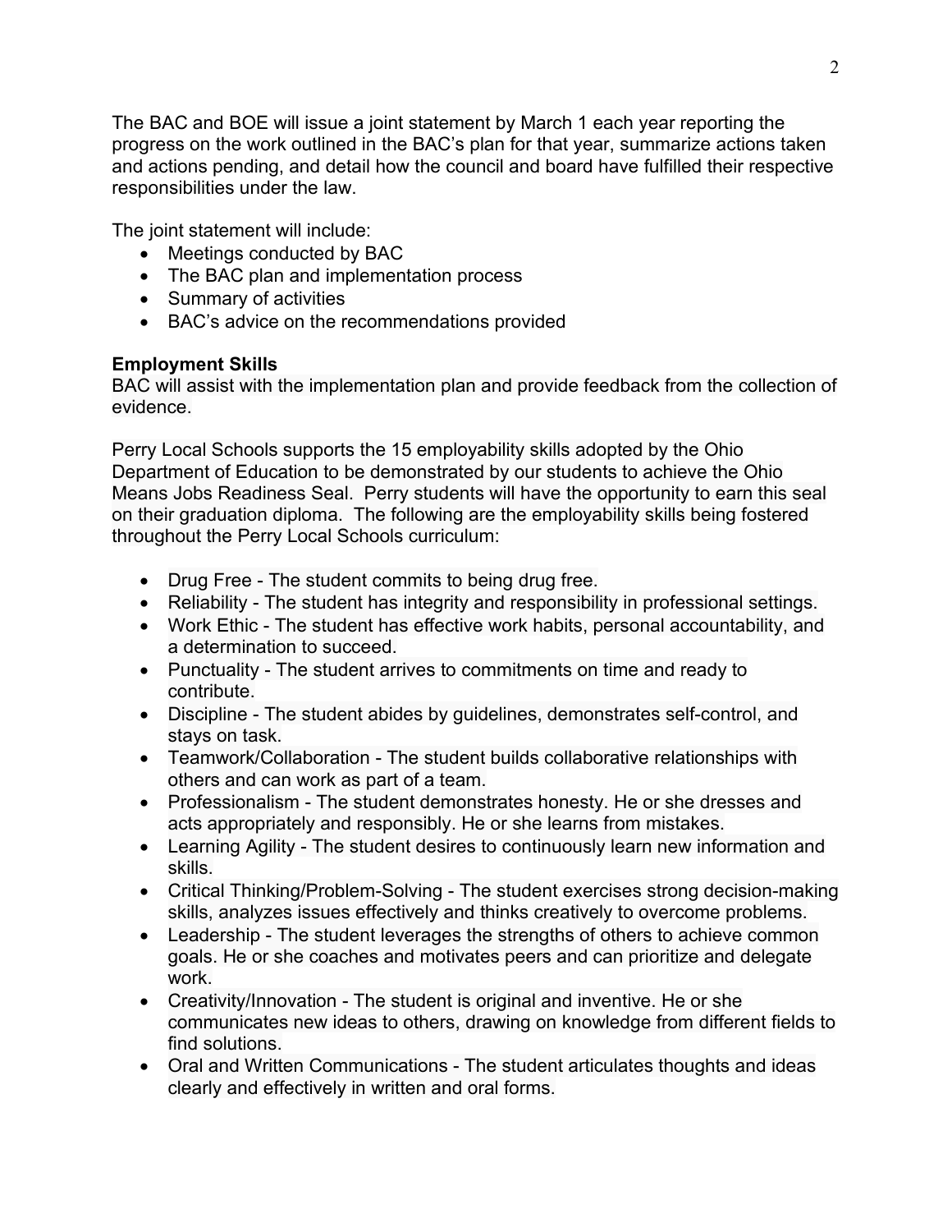The BAC and BOE will issue a joint statement by March 1 each year reporting the progress on the work outlined in the BAC's plan for that year, summarize actions taken and actions pending, and detail how the council and board have fulfilled their respective responsibilities under the law.

The joint statement will include:

- Meetings conducted by BAC
- The BAC plan and implementation process
- Summary of activities
- BAC's advice on the recommendations provided

**Employment Skills**

BAC will assist with the implementation plan and provide feedback from the collection of evidence.

Perry Local Schools supports the 15 employability skills adopted by the Ohio Department of Education to be demonstrated by our students to achieve the Ohio Means Jobs Readiness Seal. Perry students will have the opportunity to earn this seal on their graduation diploma. The following are the employability skills being fostered throughout the Perry Local Schools curriculum:

- Drug Free - The student commits to being drug free.
- Reliability - The student has integrity and responsibility in professional settings.
- Work Ethic - The student has effective work habits, personal accountability, and a determination to succeed.
- Punctuality - The student arrives to commitments on time and ready to contribute.
- Discipline - The student abides by guidelines, demonstrates self-control, and stays on task.
- Teamwork/Collaboration - The student builds collaborative relationships with others and can work as part of a team.
- Professionalism - The student demonstrates honesty. He or she dresses and acts appropriately and responsibly. He or she learns from mistakes.
- Learning Agility - The student desires to continuously learn new information and skills.
- Critical Thinking/Problem-Solving - The student exercises strong decision-making skills, analyzes issues effectively and thinks creatively to overcome problems.
- Leadership - The student leverages the strengths of others to achieve common goals. He or she coaches and motivates peers and can prioritize and delegate work.
- Creativity/Innovation - The student is original and inventive. He or she communicates new ideas to others, drawing on knowledge from different fields to find solutions.
- Oral and Written Communications - The student articulates thoughts and ideas clearly and effectively in written and oral forms.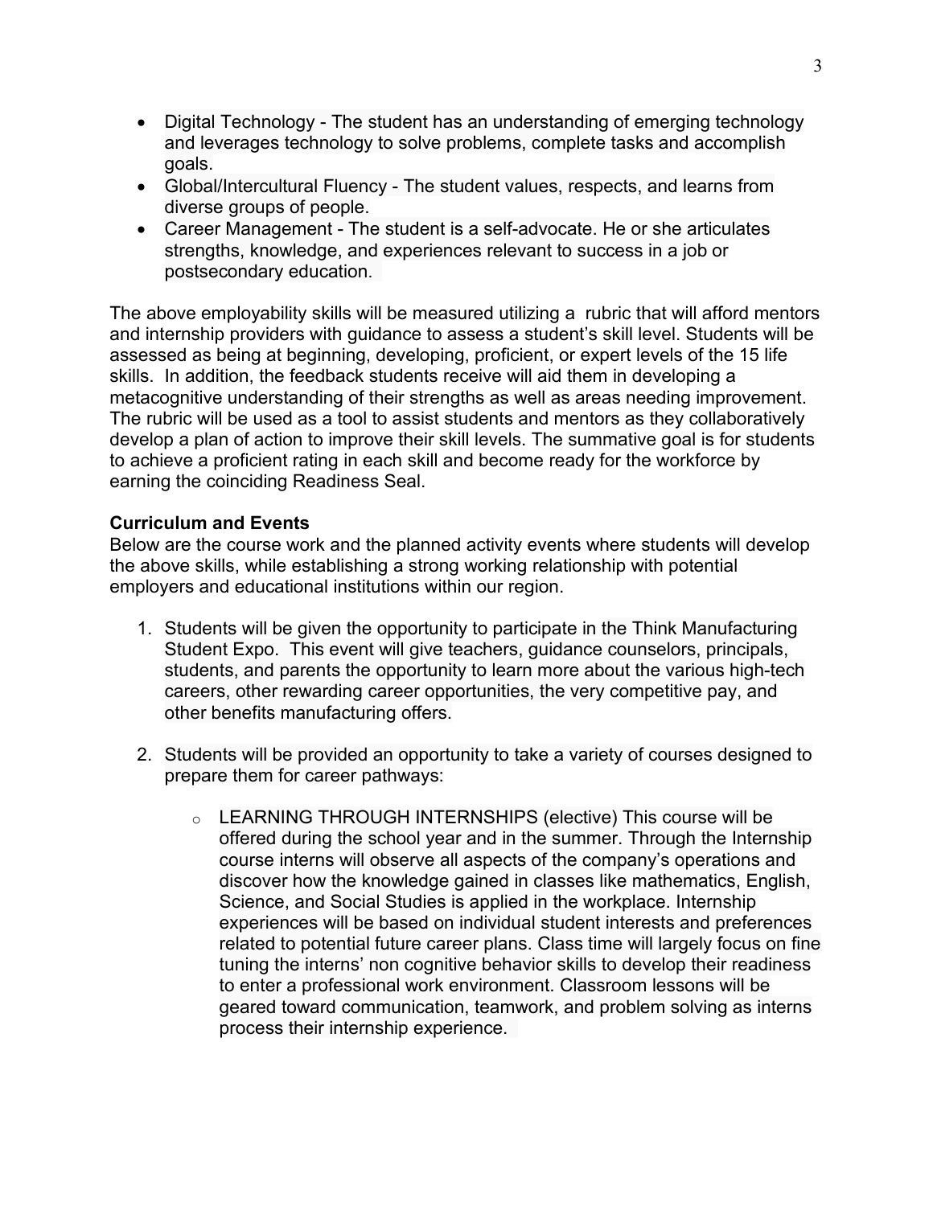- Digital Technology - The student has an understanding of emerging technology and leverages technology to solve problems, complete tasks and accomplish goals.
- Global/Intercultural Fluency - The student values, respects, and learns from diverse groups of people.
- Career Management - The student is a self-advocate. He or she articulates strengths, knowledge, and experiences relevant to success in a job or postsecondary education.

The above employability skills will be measured utilizing a rubric that will afford mentors and internship providers with guidance to assess a student's skill level. Students will be assessed as being at beginning, developing, proficient, or expert levels of the 15 life skills. In addition, the feedback students receive will aid them in developing a metacognitive understanding of their strengths as well as areas needing improvement. The rubric will be used as a tool to assist students and mentors as they collaboratively develop a plan of action to improve their skill levels. The summative goal is for students to achieve a proficient rating in each skill and become ready for the workforce by earning the coinciding Readiness Seal.

**Curriculum and Events**

Below are the course work and the planned activity events where students will develop the above skills, while establishing a strong working relationship with potential employers and educational institutions within our region.

1. Students will be given the opportunity to participate in the Think Manufacturing Student Expo. This event will give teachers, guidance counselors, principals, students, and parents the opportunity to learn more about the various high-tech careers, other rewarding career opportunities, the very competitive pay, and other benefits manufacturing offers.

2. Students will be provided an opportunity to take a variety of courses designed to prepare them for career pathways:

    - LEARNING THROUGH INTERNSHIPS (elective) This course will be offered during the school year and in the summer. Through the Internship course interns will observe all aspects of the company's operations and discover how the knowledge gained in classes like mathematics, English, Science, and Social Studies is applied in the workplace. Internship experiences will be based on individual student interests and preferences related to potential future career plans. Class time will largely focus on fine tuning the interns' non cognitive behavior skills to develop their readiness to enter a professional work environment. Classroom lessons will be geared toward communication, teamwork, and problem solving as interns process their internship experience.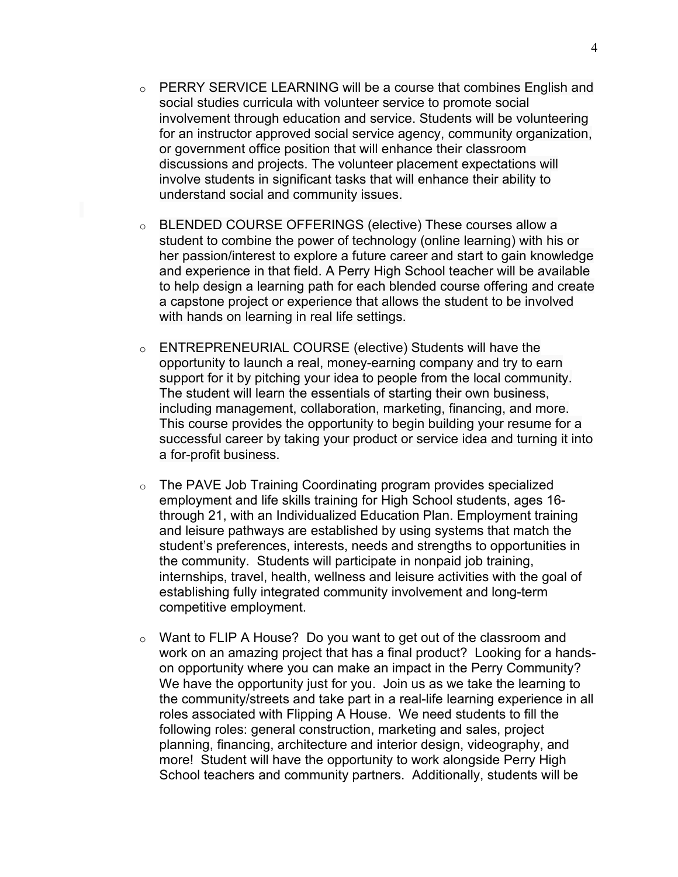- PERRY SERVICE LEARNING will be a course that combines English and social studies curricula with volunteer service to promote social involvement through education and service. Students will be volunteering for an instructor approved social service agency, community organization, or government office position that will enhance their classroom discussions and projects. The volunteer placement expectations will involve students in significant tasks that will enhance their ability to understand social and community issues.

- BLENDED COURSE OFFERINGS (elective) These courses allow a student to combine the power of technology (online learning) with his or her passion/interest to explore a future career and start to gain knowledge and experience in that field. A Perry High School teacher will be available to help design a learning path for each blended course offering and create a capstone project or experience that allows the student to be involved with hands on learning in real life settings.

- ENTREPRENEURIAL COURSE (elective) Students will have the opportunity to launch a real, money-earning company and try to earn support for it by pitching your idea to people from the local community. The student will learn the essentials of starting their own business, including management, collaboration, marketing, financing, and more. This course provides the opportunity to begin building your resume for a successful career by taking your product or service idea and turning it into a for-profit business.

- The PAVE Job Training Coordinating program provides specialized employment and life skills training for High School students, ages 16- through 21, with an Individualized Education Plan. Employment training and leisure pathways are established by using systems that match the student's preferences, interests, needs and strengths to opportunities in the community. Students will participate in nonpaid job training, internships, travel, health, wellness and leisure activities with the goal of establishing fully integrated community involvement and long-term competitive employment.

- Want to FLIP A House? Do you want to get out of the classroom and work on an amazing project that has a final product? Looking for a hands-on opportunity where you can make an impact in the Perry Community? We have the opportunity just for you. Join us as we take the learning to the community/streets and take part in a real-life learning experience in all roles associated with Flipping A House. We need students to fill the following roles: general construction, marketing and sales, project planning, financing, architecture and interior design, videography, and more! Student will have the opportunity to work alongside Perry High School teachers and community partners. Additionally, students will be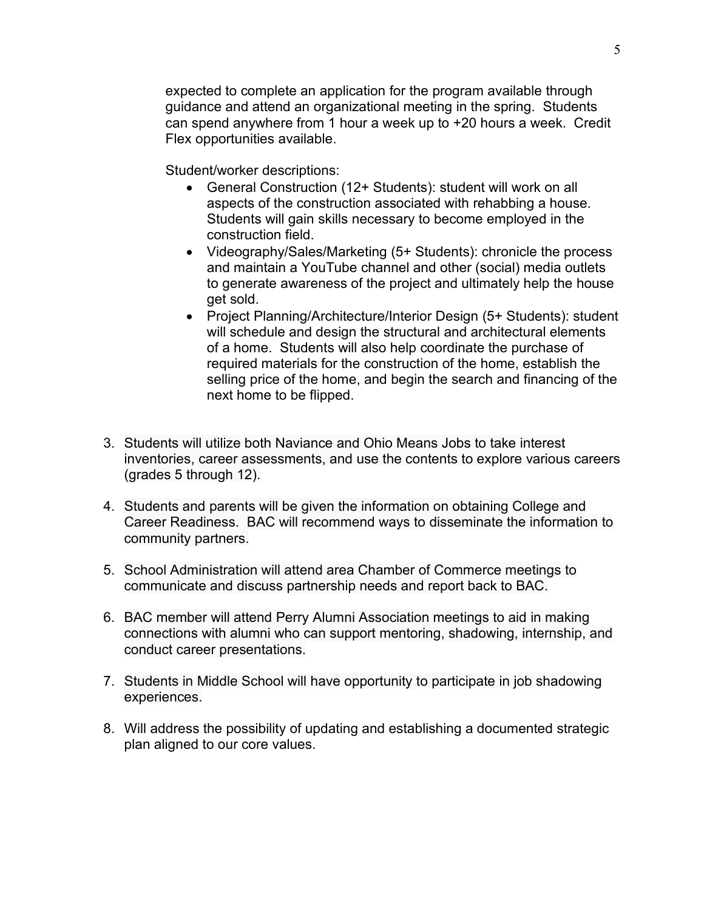expected to complete an application for the program available through guidance and attend an organizational meeting in the spring. Students can spend anywhere from 1 hour a week up to +20 hours a week. Credit Flex opportunities available.

Student/worker descriptions:

- General Construction (12+ Students): student will work on all aspects of the construction associated with rehabbing a house. Students will gain skills necessary to become employed in the construction field.
- Videography/Sales/Marketing (5+ Students): chronicle the process and maintain a YouTube channel and other (social) media outlets to generate awareness of the project and ultimately help the house get sold.
- Project Planning/Architecture/Interior Design (5+ Students): student will schedule and design the structural and architectural elements of a home. Students will also help coordinate the purchase of required materials for the construction of the home, establish the selling price of the home, and begin the search and financing of the next home to be flipped.

3. Students will utilize both Naviance and Ohio Means Jobs to take interest inventories, career assessments, and use the contents to explore various careers (grades 5 through 12).

4. Students and parents will be given the information on obtaining College and Career Readiness. BAC will recommend ways to disseminate the information to community partners.

5. School Administration will attend area Chamber of Commerce meetings to communicate and discuss partnership needs and report back to BAC.

6. BAC member will attend Perry Alumni Association meetings to aid in making connections with alumni who can support mentoring, shadowing, internship, and conduct career presentations.

7. Students in Middle School will have opportunity to participate in job shadowing experiences.

8. Will address the possibility of updating and establishing a documented strategic plan aligned to our core values.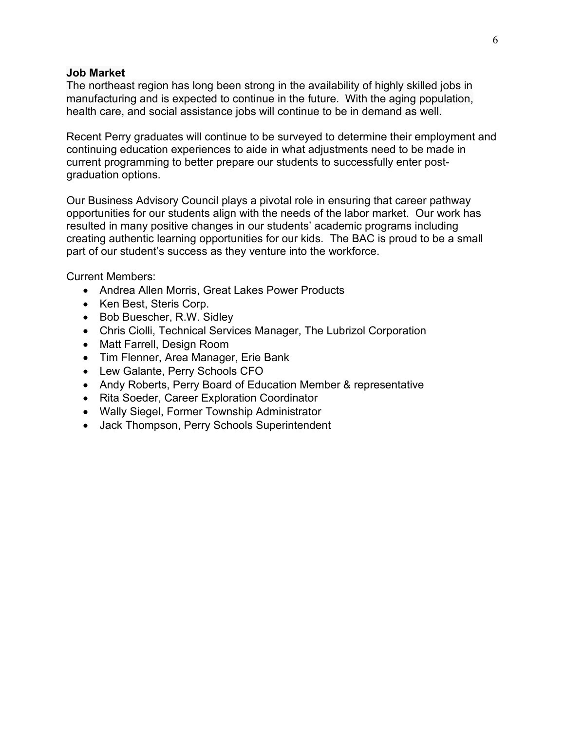**Job Market**

The northeast region has long been strong in the availability of highly skilled jobs in manufacturing and is expected to continue in the future. With the aging population, health care, and social assistance jobs will continue to be in demand as well.

Recent Perry graduates will continue to be surveyed to determine their employment and continuing education experiences to aide in what adjustments need to be made in current programming to better prepare our students to successfully enter post-graduation options.

Our Business Advisory Council plays a pivotal role in ensuring that career pathway opportunities for our students align with the needs of the labor market. Our work has resulted in many positive changes in our students' academic programs including creating authentic learning opportunities for our kids. The BAC is proud to be a small part of our student's success as they venture into the workforce.

Current Members:

- Andrea Allen Morris, Great Lakes Power Products
- Ken Best, Steris Corp.
- Bob Buescher, R.W. Sidley
- Chris Ciolli, Technical Services Manager, The Lubrizol Corporation
- Matt Farrell, Design Room
- Tim Flenner, Area Manager, Erie Bank
- Lew Galante, Perry Schools CFO
- Andy Roberts, Perry Board of Education Member & representative
- Rita Soeder, Career Exploration Coordinator
- Wally Siegel, Former Township Administrator
- Jack Thompson, Perry Schools Superintendent